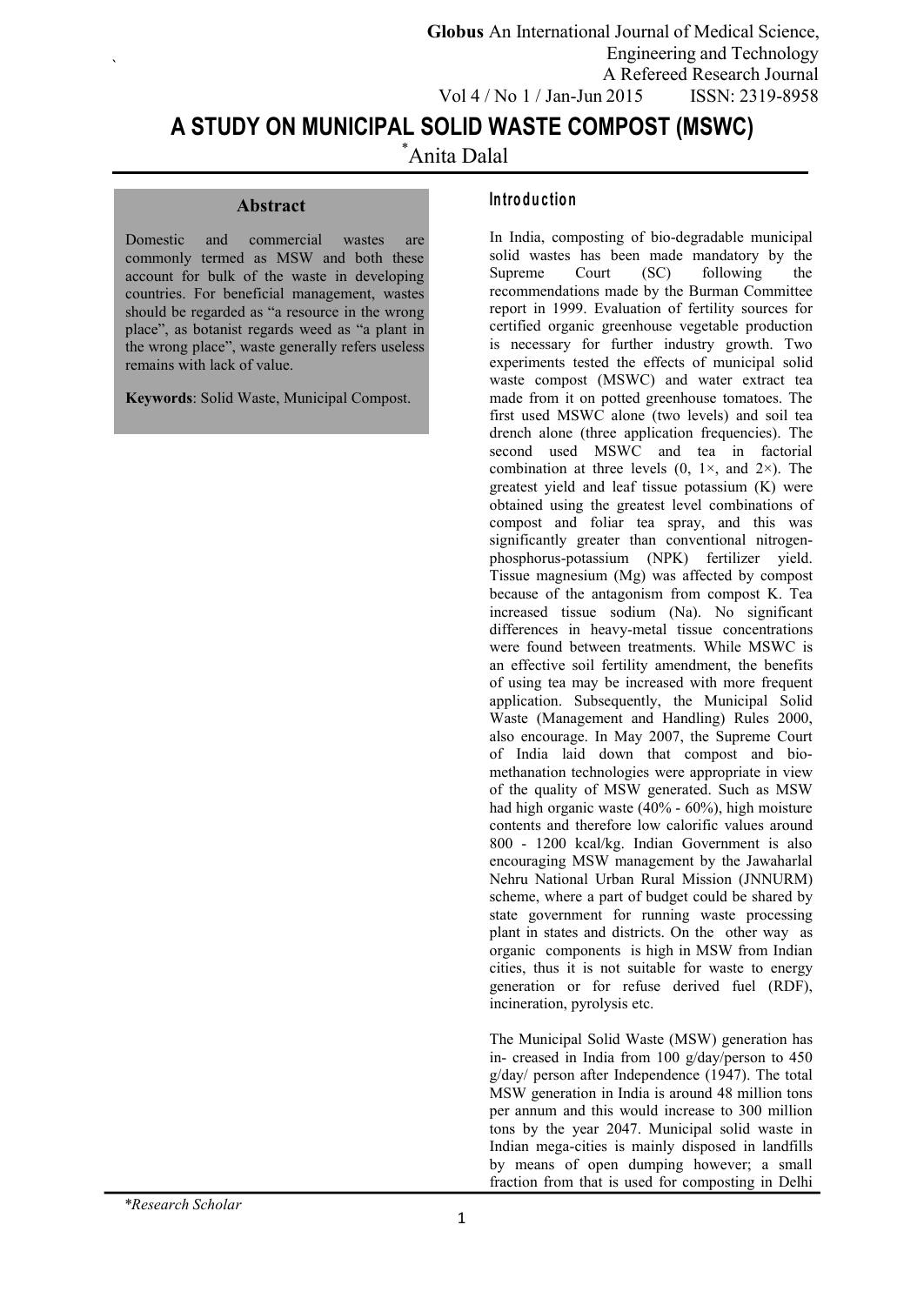# A STUDY ON MUNICIPAL SOLID WASTE COMPOST (MSWC)

*Anita Dalal

## Abstract

Domestic and commercial wastes are commonly termed as MSW and both these account for bulk of the waste in developing countries. For beneficial management, wastes should be regarded as "a resource in the wrong place", as botanist regards weed as "a plant in the wrong place", waste generally refers useless remains with lack of value.

**Keywords**: Solid Waste, Municipal Compost.

## Introduction

In India, composting of bio-degradable municipal solid wastes has been made mandatory by the Supreme Court (SC) following the recommendations made by the Burman Committee report in 1999. Evaluation of fertility sources for certified organic greenhouse vegetable production is necessary for further industry growth. Two experiments tested the effects of municipal solid waste compost (MSWC) and water extract tea made from it on potted greenhouse tomatoes. The first used MSWC alone (two levels) and soil tea drench alone (three application frequencies). The second used MSWC and tea in factorial combination at three levels (0, 1×, and 2×). The greatest yield and leaf tissue potassium (K) were obtained using the greatest level combinations of compost and foliar tea spray, and this was significantly greater than conventional nitrogen-phosphorus-potassium (NPK) fertilizer yield. Tissue magnesium (Mg) was affected by compost because of the antagonism from compost K. Tea increased tissue sodium (Na). No significant differences in heavy-metal tissue concentrations were found between treatments. While MSWC is an effective soil fertility amendment, the benefits of using tea may be increased with more frequent application. Subsequently, the Municipal Solid Waste (Management and Handling) Rules 2000, also encourage. In May 2007, the Supreme Court of India laid down that compost and bio-methanation technologies were appropriate in view of the quality of MSW generated. Such as MSW had high organic waste (40% - 60%), high moisture contents and therefore low calorific values around 800 - 1200 kcal/kg. Indian Government is also encouraging MSW management by the Jawaharlal Nehru National Urban Rural Mission (JNNURM) scheme, where a part of budget could be shared by state government for running waste processing plant in states and districts. On the other way as organic components is high in MSW from Indian cities, thus it is not suitable for waste to energy generation or for refuse derived fuel (RDF), incineration, pyrolysis etc.

The Municipal Solid Waste (MSW) generation has in- creased in India from 100 g/day/person to 450 g/day/ person after Independence (1947). The total MSW generation in India is around 48 million tons per annum and this would increase to 300 million tons by the year 2047. Municipal solid waste in Indian mega-cities is mainly disposed in landfills by means of open dumping however; a small fraction from that is used for composting in Delhi

*Research Scholar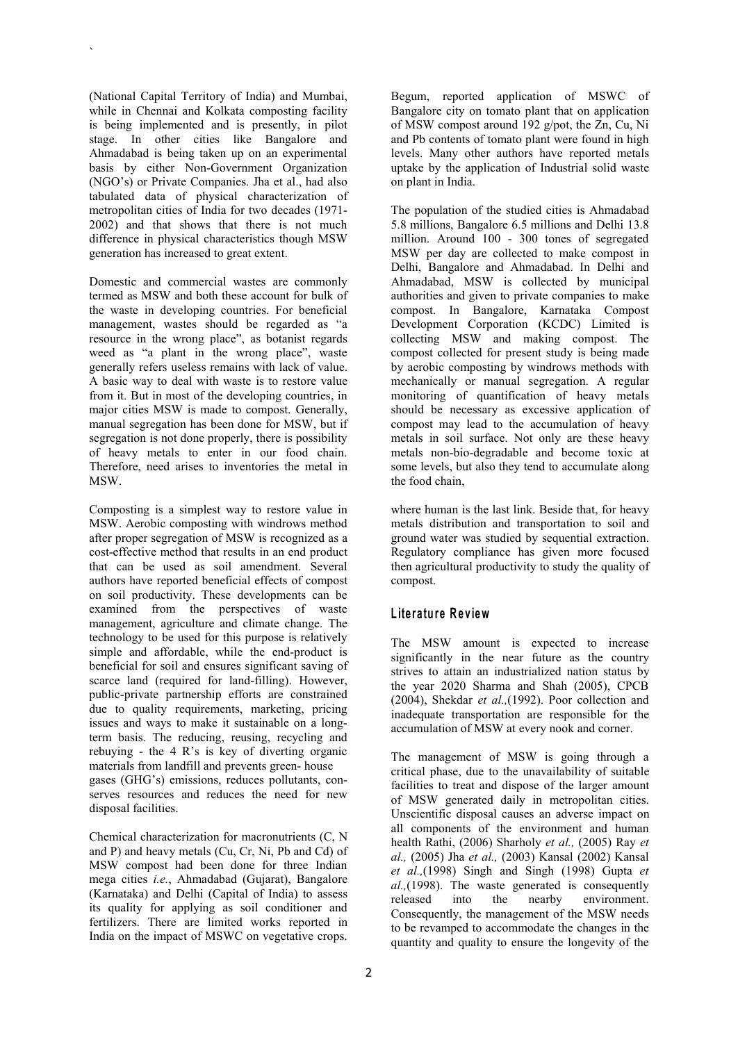(National Capital Territory of India) and Mumbai, while in Chennai and Kolkata composting facility is being implemented and is presently, in pilot stage. In other cities like Bangalore and Ahmadabad is being taken up on an experimental basis by either Non-Government Organization (NGO's) or Private Companies. Jha et al., had also tabulated data of physical characterization of metropolitan cities of India for two decades (1971-2002) and that shows that there is not much difference in physical characteristics though MSW generation has increased to great extent.

Domestic and commercial wastes are commonly termed as MSW and both these account for bulk of the waste in developing countries. For beneficial management, wastes should be regarded as "a resource in the wrong place", as botanist regards weed as "a plant in the wrong place", waste generally refers useless remains with lack of value. A basic way to deal with waste is to restore value from it. But in most of the developing countries, in major cities MSW is made to compost. Generally, manual segregation has been done for MSW, but if segregation is not done properly, there is possibility of heavy metals to enter in our food chain. Therefore, need arises to inventories the metal in MSW.

Composting is a simplest way to restore value in MSW. Aerobic composting with windrows method after proper segregation of MSW is recognized as a cost-effective method that results in an end product that can be used as soil amendment. Several authors have reported beneficial effects of compost on soil productivity. These developments can be examined from the perspectives of waste management, agriculture and climate change. The technology to be used for this purpose is relatively simple and affordable, while the end-product is beneficial for soil and ensures significant saving of scarce land (required for land-filling). However, public-private partnership efforts are constrained due to quality requirements, marketing, pricing issues and ways to make it sustainable on a long-term basis. The reducing, reusing, recycling and rebuying - the 4 R's is key of diverting organic materials from landfill and prevents green- house gases (GHG's) emissions, reduces pollutants, con-serves resources and reduces the need for new disposal facilities.

Chemical characterization for macronutrients (C, N and P) and heavy metals (Cu, Cr, Ni, Pb and Cd) of MSW compost had been done for three Indian mega cities *i.e.*, Ahmadabad (Gujarat), Bangalore (Karnataka) and Delhi (Capital of India) to assess its quality for applying as soil conditioner and fertilizers. There are limited works reported in India on the impact of MSWC on vegetative crops. Begum, reported application of MSWC of Bangalore city on tomato plant that on application of MSW compost around 192 g/pot, the Zn, Cu, Ni and Pb contents of tomato plant were found in high levels. Many other authors have reported metals uptake by the application of Industrial solid waste on plant in India.

The population of the studied cities is Ahmadabad 5.8 millions, Bangalore 6.5 millions and Delhi 13.8 million. Around 100 - 300 tones of segregated MSW per day are collected to make compost in Delhi, Bangalore and Ahmadabad. In Delhi and Ahmadabad, MSW is collected by municipal authorities and given to private companies to make compost. In Bangalore, Karnataka Compost Development Corporation (KCDC) Limited is collecting MSW and making compost. The compost collected for present study is being made by aerobic composting by windrows methods with mechanically or manual segregation. A regular monitoring of quantification of heavy metals should be necessary as excessive application of compost may lead to the accumulation of heavy metals in soil surface. Not only are these heavy metals non-bio-degradable and become toxic at some levels, but also they tend to accumulate along the food chain, where human is the last link. Beside that, for heavy metals distribution and transportation to soil and ground water was studied by sequential extraction. Regulatory compliance has given more focused then agricultural productivity to study the quality of compost.

## Literature Review

The MSW amount is expected to increase significantly in the near future as the country strives to attain an industrialized nation status by the year 2020 Sharma and Shah (2005), CPCB (2004), Shekdar *et al.,*(1992). Poor collection and inadequate transportation are responsible for the accumulation of MSW at every nook and corner.

The management of MSW is going through a critical phase, due to the unavailability of suitable facilities to treat and dispose of the larger amount of MSW generated daily in metropolitan cities. Unscientific disposal causes an adverse impact on all components of the environment and human health Rathi, (2006) Sharholy *et al.,* (2005) Ray *et al.,* (2005) Jha *et al.,* (2003) Kansal (2002) Kansal *et al.,*(1998) Singh and Singh (1998) Gupta *et al.,*(1998). The waste generated is consequently released into the nearby environment. Consequently, the management of the MSW needs to be revamped to accommodate the changes in the quantity and quality to ensure the longevity of the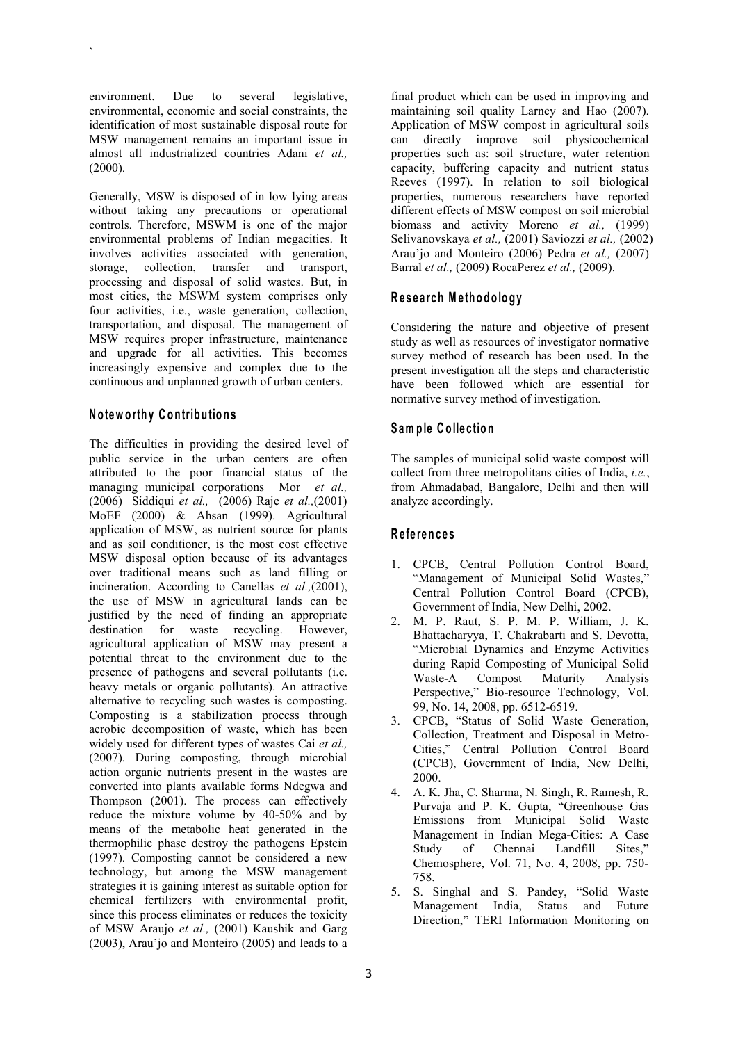environment. Due to several legislative, environmental, economic and social constraints, the identification of most sustainable disposal route for MSW management remains an important issue in almost all industrialized countries Adani *et al.,* (2000).

Generally, MSW is disposed of in low lying areas without taking any precautions or operational controls. Therefore, MSWM is one of the major environmental problems of Indian megacities. It involves activities associated with generation, storage, collection, transfer and transport, processing and disposal of solid wastes. But, in most cities, the MSWM system comprises only four activities, i.e., waste generation, collection, transportation, and disposal. The management of MSW requires proper infrastructure, maintenance and upgrade for all activities. This becomes increasingly expensive and complex due to the continuous and unplanned growth of urban centers.

## Noteworthy Contributions

The difficulties in providing the desired level of public service in the urban centers are often attributed to the poor financial status of the managing municipal corporations Mor *et al.,* (2006) Siddiqui *et al.,* (2006) Raje *et al.,*(2001) MoEF (2000) & Ahsan (1999). Agricultural application of MSW, as nutrient source for plants and as soil conditioner, is the most cost effective MSW disposal option because of its advantages over traditional means such as land filling or incineration. According to Canellas *et al.,*(2001), the use of MSW in agricultural lands can be justified by the need of finding an appropriate destination for waste recycling. However, agricultural application of MSW may present a potential threat to the environment due to the presence of pathogens and several pollutants (i.e. heavy metals or organic pollutants). An attractive alternative to recycling such wastes is composting. Composting is a stabilization process through aerobic decomposition of waste, which has been widely used for different types of wastes Cai *et al.,* (2007). During composting, through microbial action organic nutrients present in the wastes are converted into plants available forms Ndegwa and Thompson (2001). The process can effectively reduce the mixture volume by 40-50% and by means of the metabolic heat generated in the thermophilic phase destroy the pathogens Epstein (1997). Composting cannot be considered a new technology, but among the MSW management strategies it is gaining interest as suitable option for chemical fertilizers with environmental profit, since this process eliminates or reduces the toxicity of MSW Araujo *et al.,* (2001) Kaushik and Garg (2003), Arau'jo and Monteiro (2005) and leads to a final product which can be used in improving and maintaining soil quality Larney and Hao (2007). Application of MSW compost in agricultural soils can directly improve soil physicochemical properties such as: soil structure, water retention capacity, buffering capacity and nutrient status Reeves (1997). In relation to soil biological properties, numerous researchers have reported different effects of MSW compost on soil microbial biomass and activity Moreno *et al.,* (1999) Selivanovskaya *et al.,* (2001) Saviozzi *et al.,* (2002) Arau'jo and Monteiro (2006) Pedra *et al.,* (2007) Barral *et al.,* (2009) RocaPerez *et al.,* (2009).

## Research Methodology

Considering the nature and objective of present study as well as resources of investigator normative survey method of research has been used. In the present investigation all the steps and characteristic have been followed which are essential for normative survey method of investigation.

## Sample Collection

The samples of municipal solid waste compost will collect from three metropolitans cities of India, *i.e.*, from Ahmadabad, Bangalore, Delhi and then will analyze accordingly.

## References

1. CPCB, Central Pollution Control Board, "Management of Municipal Solid Wastes," Central Pollution Control Board (CPCB), Government of India, New Delhi, 2002.
2. M. P. Raut, S. P. M. P. William, J. K. Bhattacharyya, T. Chakrabarti and S. Devotta, "Microbial Dynamics and Enzyme Activities during Rapid Composting of Municipal Solid Waste-A Compost Maturity Analysis Perspective," Bio-resource Technology, Vol. 99, No. 14, 2008, pp. 6512-6519.
3. CPCB, "Status of Solid Waste Generation, Collection, Treatment and Disposal in Metro-Cities," Central Pollution Control Board (CPCB), Government of India, New Delhi, 2000.
4. A. K. Jha, C. Sharma, N. Singh, R. Ramesh, R. Purvaja and P. K. Gupta, "Greenhouse Gas Emissions from Municipal Solid Waste Management in Indian Mega-Cities: A Case Study of Chennai Landfill Sites," Chemosphere, Vol. 71, No. 4, 2008, pp. 750-758.
5. S. Singhal and S. Pandey, "Solid Waste Management India, Status and Future Direction," TERI Information Monitoring on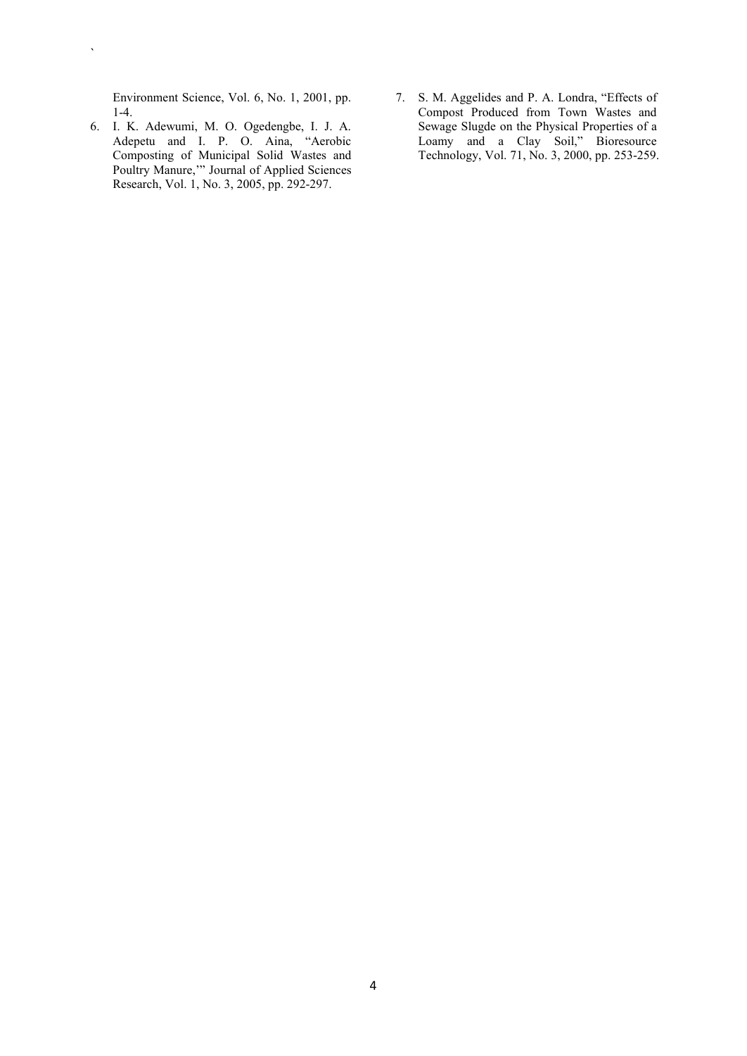Environment Science, Vol. 6, No. 1, 2001, pp. 1-4.

6. I. K. Adewumi, M. O. Ogedengbe, I. J. A. Adepetu and I. P. O. Aina, "Aerobic Composting of Municipal Solid Wastes and Poultry Manure,'" Journal of Applied Sciences Research, Vol. 1, No. 3, 2005, pp. 292-297.
7. S. M. Aggelides and P. A. Londra, "Effects of Compost Produced from Town Wastes and Sewage Slugde on the Physical Properties of a Loamy and a Clay Soil," Bioresource Technology, Vol. 71, No. 3, 2000, pp. 253-259.